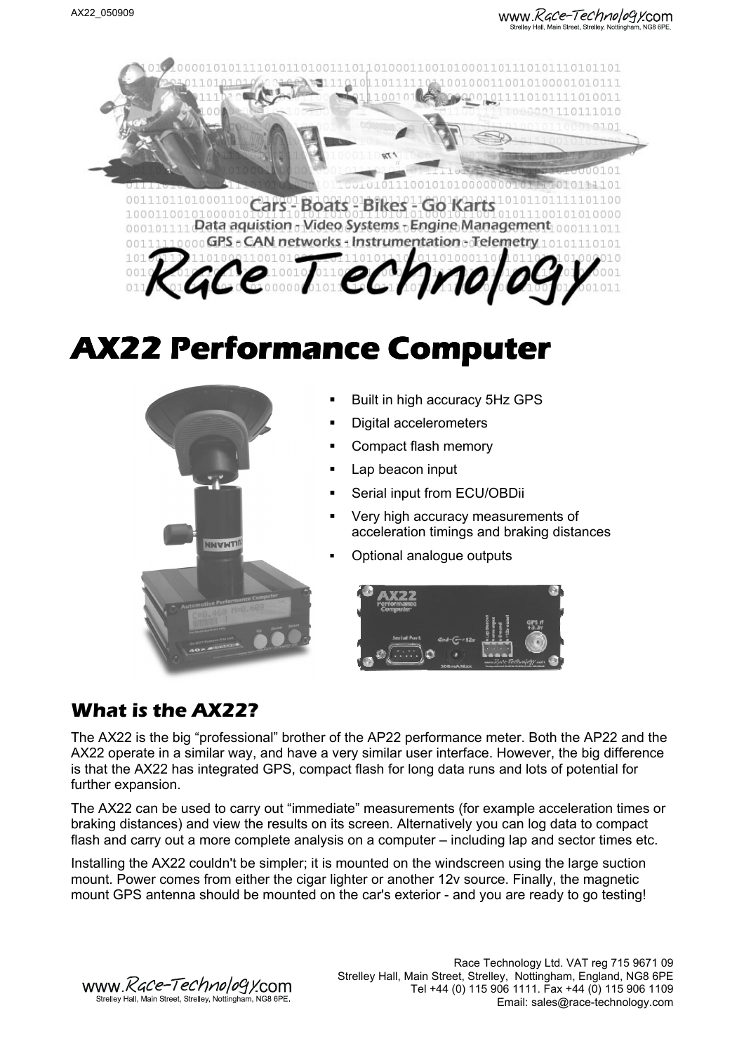# AX22 Performance Computer

- Built in high accuracy 5Hz GPS
- Digital accelerometers
- Compact flash memory
- Lap beacon input
- Serial input from ECU/OBDii
- Very high accuracy measurements of acceleration timings and braking distances
- Optional analogue outputs

## What is the AX22?

The AX22 is the big "professional" brother of the AP22 performance meter. Both the AP22 and the AX22 operate in a similar way, and have a very similar user interface. However, the big difference is that the AX22 has integrated GPS, compact flash for long data runs and lots of potential for further expansion.

The AX22 can be used to carry out "immediate" measurements (for example acceleration times or braking distances) and view the results on its screen. Alternatively you can log data to compact flash and carry out a more complete analysis on a computer – including lap and sector times etc.

Installing the AX22 couldn't be simpler; it is mounted on the windscreen using the large suction mount. Power comes from either the cigar lighter or another 12v source. Finally, the magnetic mount GPS antenna should be mounted on the car's exterior - and you are ready to go testing!

Race Technology Ltd. VAT reg 715 9671 09
Strelley Hall, Main Street, Strelley, Nottingham, England, NG8 6PE
Tel +44 (0) 115 906 1111. Fax +44 (0) 115 906 1109
Email: sales@race-technology.com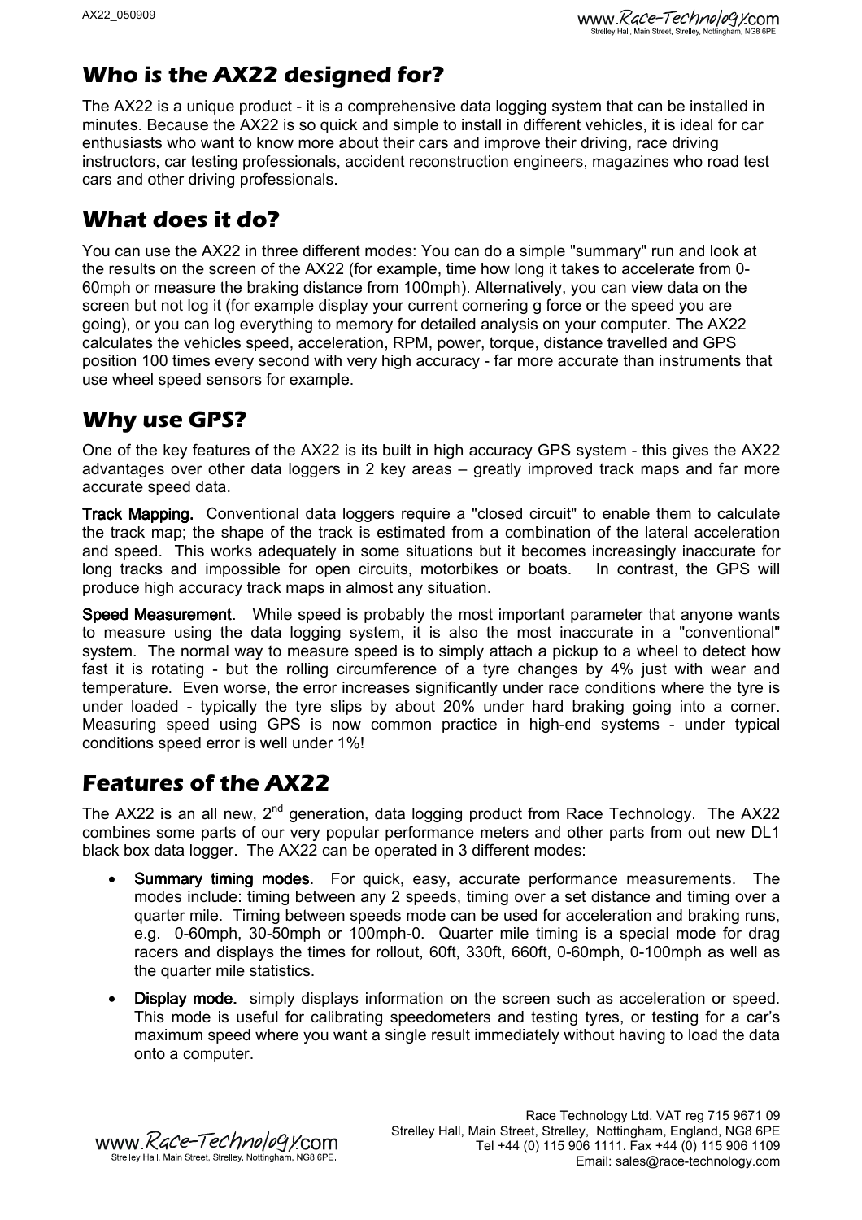## Who is the AX22 designed for?

The AX22 is a unique product - it is a comprehensive data logging system that can be installed in minutes. Because the AX22 is so quick and simple to install in different vehicles, it is ideal for car enthusiasts who want to know more about their cars and improve their driving, race driving instructors, car testing professionals, accident reconstruction engineers, magazines who road test cars and other driving professionals.

## What does it do?

You can use the AX22 in three different modes: You can do a simple "summary" run and look at the results on the screen of the AX22 (for example, time how long it takes to accelerate from 0-60mph or measure the braking distance from 100mph). Alternatively, you can view data on the screen but not log it (for example display your current cornering g force or the speed you are going), or you can log everything to memory for detailed analysis on your computer. The AX22 calculates the vehicles speed, acceleration, RPM, power, torque, distance travelled and GPS position 100 times every second with very high accuracy - far more accurate than instruments that use wheel speed sensors for example.

## Why use GPS?

One of the key features of the AX22 is its built in high accuracy GPS system - this gives the AX22 advantages over other data loggers in 2 key areas – greatly improved track maps and far more accurate speed data.

**Track Mapping.** Conventional data loggers require a "closed circuit" to enable them to calculate the track map; the shape of the track is estimated from a combination of the lateral acceleration and speed. This works adequately in some situations but it becomes increasingly inaccurate for long tracks and impossible for open circuits, motorbikes or boats. In contrast, the GPS will produce high accuracy track maps in almost any situation.

**Speed Measurement.** While speed is probably the most important parameter that anyone wants to measure using the data logging system, it is also the most inaccurate in a "conventional" system. The normal way to measure speed is to simply attach a pickup to a wheel to detect how fast it is rotating - but the rolling circumference of a tyre changes by 4% just with wear and temperature. Even worse, the error increases significantly under race conditions where the tyre is under loaded - typically the tyre slips by about 20% under hard braking going into a corner. Measuring speed using GPS is now common practice in high-end systems - under typical conditions speed error is well under 1%!

## Features of the AX22

The AX22 is an all new, 2nd generation, data logging product from Race Technology. The AX22 combines some parts of our very popular performance meters and other parts from out new DL1 black box data logger. The AX22 can be operated in 3 different modes:

- **Summary timing modes**. For quick, easy, accurate performance measurements. The modes include: timing between any 2 speeds, timing over a set distance and timing over a quarter mile. Timing between speeds mode can be used for acceleration and braking runs, e.g. 0-60mph, 30-50mph or 100mph-0. Quarter mile timing is a special mode for drag racers and displays the times for rollout, 60ft, 330ft, 660ft, 0-60mph, 0-100mph as well as the quarter mile statistics.
- **Display mode.** simply displays information on the screen such as acceleration or speed. This mode is useful for calibrating speedometers and testing tyres, or testing for a car's maximum speed where you want a single result immediately without having to load the data onto a computer.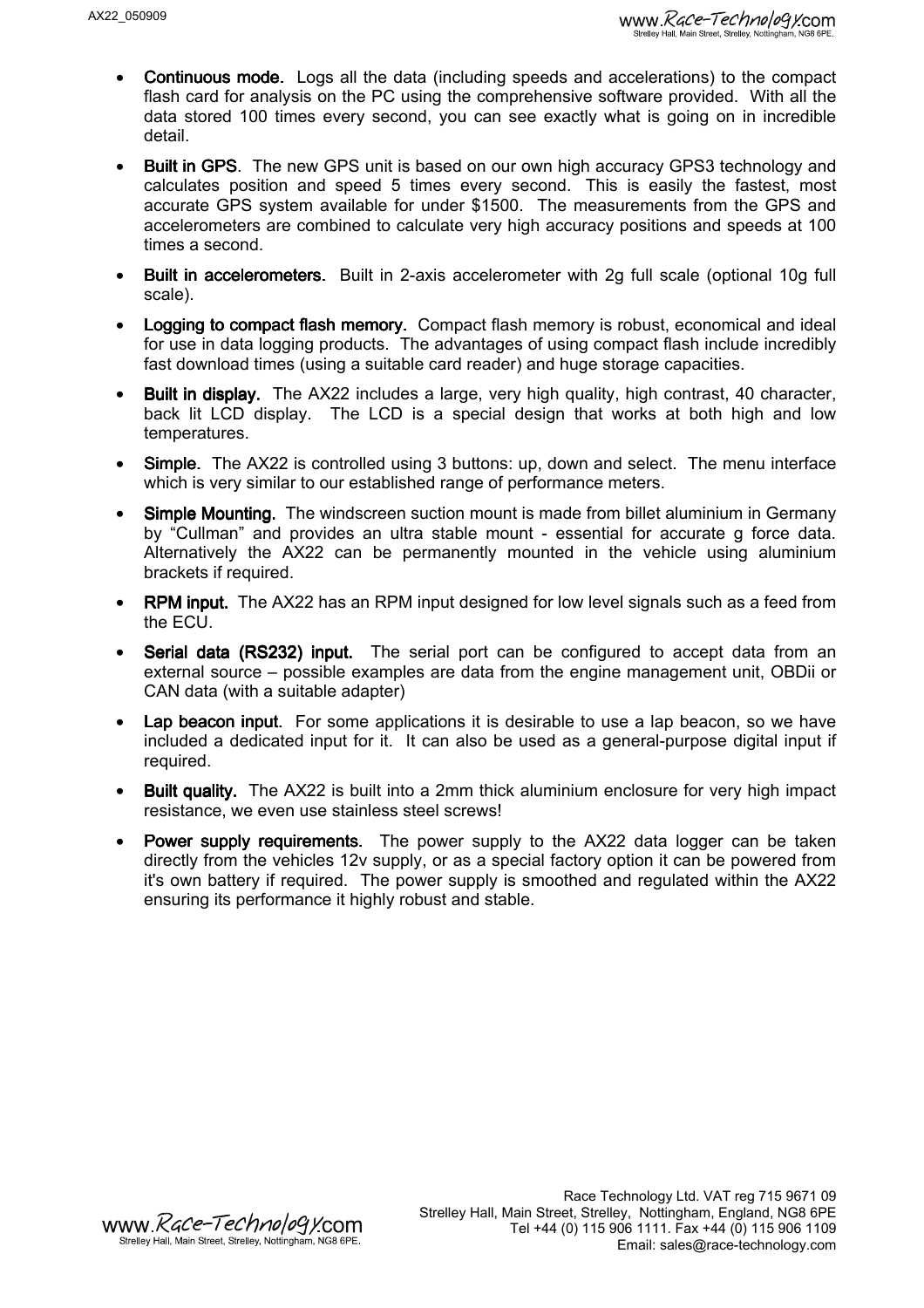- **Continuous mode.** Logs all the data (including speeds and accelerations) to the compact flash card for analysis on the PC using the comprehensive software provided. With all the data stored 100 times every second, you can see exactly what is going on in incredible detail.
- **Built in GPS**. The new GPS unit is based on our own high accuracy GPS3 technology and calculates position and speed 5 times every second. This is easily the fastest, most accurate GPS system available for under $1500. The measurements from the GPS and accelerometers are combined to calculate very high accuracy positions and speeds at 100 times a second.
- **Built in accelerometers.** Built in 2-axis accelerometer with 2g full scale (optional 10g full scale).
- **Logging to compact flash memory.** Compact flash memory is robust, economical and ideal for use in data logging products. The advantages of using compact flash include incredibly fast download times (using a suitable card reader) and huge storage capacities.
- **Built in display.** The AX22 includes a large, very high quality, high contrast, 40 character, back lit LCD display. The LCD is a special design that works at both high and low temperatures.
- **Simple.** The AX22 is controlled using 3 buttons: up, down and select. The menu interface which is very similar to our established range of performance meters.
- **Simple Mounting.** The windscreen suction mount is made from billet aluminium in Germany by “Cullman” and provides an ultra stable mount - essential for accurate g force data. Alternatively the AX22 can be permanently mounted in the vehicle using aluminium brackets if required.
- **RPM input.** The AX22 has an RPM input designed for low level signals such as a feed from the ECU.
- **Serial data (RS232) input.** The serial port can be configured to accept data from an external source – possible examples are data from the engine management unit, OBDii or CAN data (with a suitable adapter)
- **Lap beacon input.** For some applications it is desirable to use a lap beacon, so we have included a dedicated input for it. It can also be used as a general-purpose digital input if required.
- **Built quality.** The AX22 is built into a 2mm thick aluminium enclosure for very high impact resistance, we even use stainless steel screws!
- **Power supply requirements.** The power supply to the AX22 data logger can be taken directly from the vehicles 12v supply, or as a special factory option it can be powered from it's own battery if required. The power supply is smoothed and regulated within the AX22 ensuring its performance it highly robust and stable.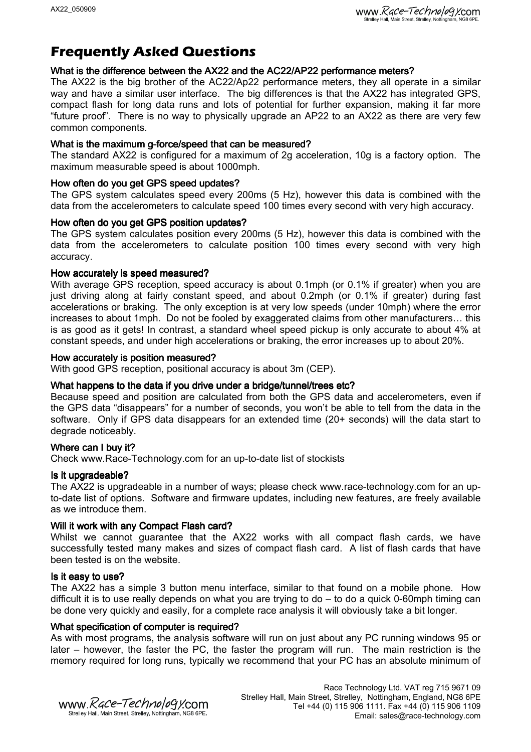# Frequently Asked Questions

### What is the difference between the AX22 and the AC22/AP22 performance meters?

The AX22 is the big brother of the AC22/Ap22 performance meters, they all operate in a similar way and have a similar user interface. The big differences is that the AX22 has integrated GPS, compact flash for long data runs and lots of potential for further expansion, making it far more "future proof". There is no way to physically upgrade an AP22 to an AX22 as there are very few common components.

### What is the maximum g-force/speed that can be measured?

The standard AX22 is configured for a maximum of 2g acceleration, 10g is a factory option. The maximum measurable speed is about 1000mph.

### How often do you get GPS speed updates?

The GPS system calculates speed every 200ms (5 Hz), however this data is combined with the data from the accelerometers to calculate speed 100 times every second with very high accuracy.

### How often do you get GPS position updates?

The GPS system calculates position every 200ms (5 Hz), however this data is combined with the data from the accelerometers to calculate position 100 times every second with very high accuracy.

### How accurately is speed measured?

With average GPS reception, speed accuracy is about 0.1mph (or 0.1% if greater) when you are just driving along at fairly constant speed, and about 0.2mph (or 0.1% if greater) during fast accelerations or braking. The only exception is at very low speeds (under 10mph) where the error increases to about 1mph. Do not be fooled by exaggerated claims from other manufacturers… this is as good as it gets! In contrast, a standard wheel speed pickup is only accurate to about 4% at constant speeds, and under high accelerations or braking, the error increases up to about 20%.

### How accurately is position measured?

With good GPS reception, positional accuracy is about 3m (CEP).

### What happens to the data if you drive under a bridge/tunnel/trees etc?

Because speed and position are calculated from both the GPS data and accelerometers, even if the GPS data "disappears" for a number of seconds, you won't be able to tell from the data in the software. Only if GPS data disappears for an extended time (20+ seconds) will the data start to degrade noticeably.

### Where can I buy it?

Check www.Race-Technology.com for an up-to-date list of stockists

### Is it upgradeable?

The AX22 is upgradeable in a number of ways; please check www.race-technology.com for an up-to-date list of options. Software and firmware updates, including new features, are freely available as we introduce them.

### Will it work with any Compact Flash card?

Whilst we cannot guarantee that the AX22 works with all compact flash cards, we have successfully tested many makes and sizes of compact flash card. A list of flash cards that have been tested is on the website.

### Is it easy to use?

The AX22 has a simple 3 button menu interface, similar to that found on a mobile phone. How difficult it is to use really depends on what you are trying to do – to do a quick 0-60mph timing can be done very quickly and easily, for a complete race analysis it will obviously take a bit longer.

### What specification of computer is required?

As with most programs, the analysis software will run on just about any PC running windows 95 or later – however, the faster the PC, the faster the program will run. The main restriction is the memory required for long runs, typically we recommend that your PC has an absolute minimum of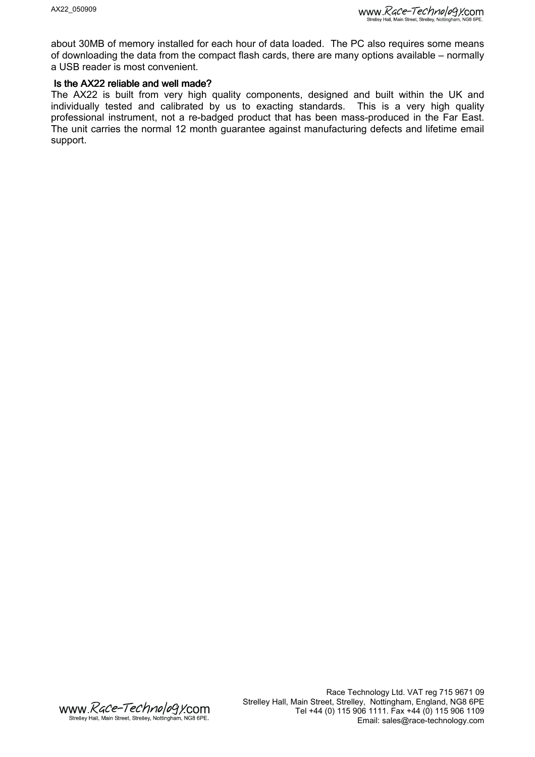about 30MB of memory installed for each hour of data loaded. The PC also requires some means of downloading the data from the compact flash cards, there are many options available – normally a USB reader is most convenient.

### Is the AX22 reliable and well made?

The AX22 is built from very high quality components, designed and built within the UK and individually tested and calibrated by us to exacting standards. This is a very high quality professional instrument, not a re-badged product that has been mass-produced in the Far East. The unit carries the normal 12 month guarantee against manufacturing defects and lifetime email support.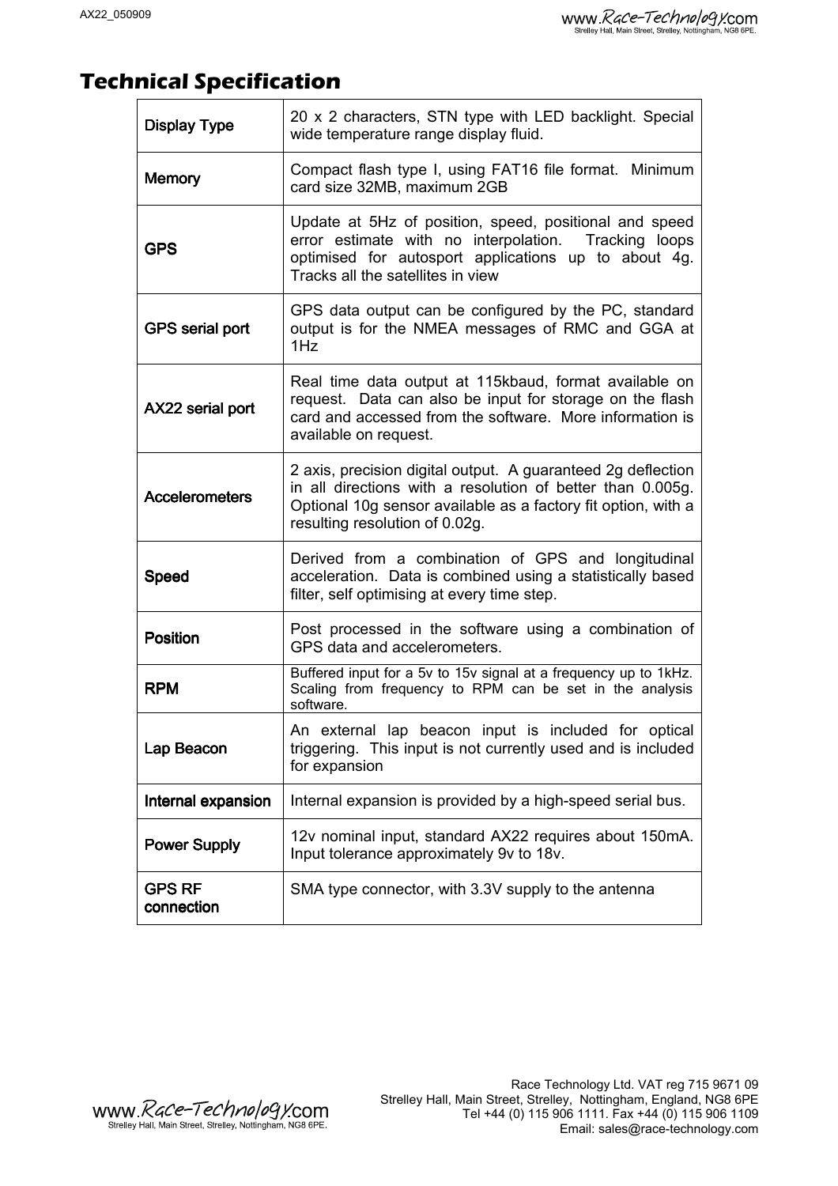# Technical Specification

| | |
|---|---|
| **Display Type** | 20 x 2 characters, STN type with LED backlight. Special wide temperature range display fluid. |
| **Memory** | Compact flash type I, using FAT16 file format. Minimum card size 32MB, maximum 2GB |
| **GPS** | Update at 5Hz of position, speed, positional and speed error estimate with no interpolation. Tracking loops optimised for autosport applications up to about 4g. Tracks all the satellites in view |
| **GPS serial port** | GPS data output can be configured by the PC, standard output is for the NMEA messages of RMC and GGA at 1Hz |
| **AX22 serial port** | Real time data output at 115kbaud, format available on request. Data can also be input for storage on the flash card and accessed from the software. More information is available on request. |
| **Accelerometers** | 2 axis, precision digital output. A guaranteed 2g deflection in all directions with a resolution of better than 0.005g. Optional 10g sensor available as a factory fit option, with a resulting resolution of 0.02g. |
| **Speed** | Derived from a combination of GPS and longitudinal acceleration. Data is combined using a statistically based filter, self optimising at every time step. |
| **Position** | Post processed in the software using a combination of GPS data and accelerometers. |
| **RPM** | Buffered input for a 5v to 15v signal at a frequency up to 1kHz. Scaling from frequency to RPM can be set in the analysis software. |
| **Lap Beacon** | An external lap beacon input is included for optical triggering. This input is not currently used and is included for expansion |
| **Internal expansion** | Internal expansion is provided by a high-speed serial bus. |
| **Power Supply** | 12v nominal input, standard AX22 requires about 150mA. Input tolerance approximately 9v to 18v. |
| **GPS RF connection** | SMA type connector, with 3.3V supply to the antenna |

Race Technology Ltd. VAT reg 715 9671 09
Strelley Hall, Main Street, Strelley, Nottingham, England, NG8 6PE
Tel +44 (0) 115 906 1111. Fax +44 (0) 115 906 1109
Email: sales@race-technology.com